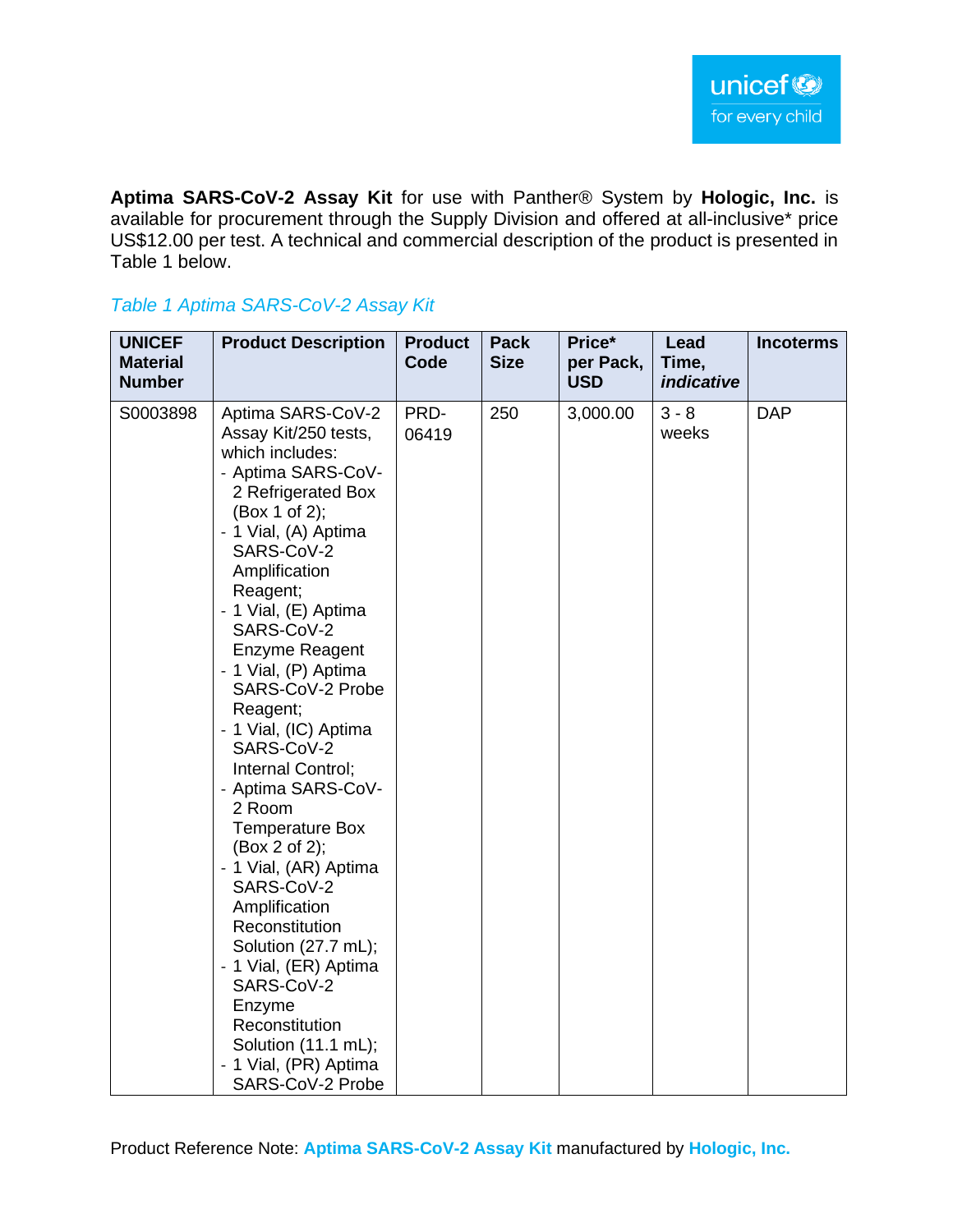**Aptima SARS-CoV-2 Assay Kit** for use with Panther® System by **Hologic, Inc.** is available for procurement through the Supply Division and offered at all-inclusive* price US$12.00 per test. A technical and commercial description of the product is presented in Table 1 below.

*Table 1 Aptima SARS-CoV-2 Assay Kit*

| UNICEF Material Number | Product Description | Product Code | Pack Size | Price* per Pack, USD | Lead Time, *indicative* | Incoterms |
|---|---|---|---|---|---|---|
| S0003898 | Aptima SARS-CoV-2 Assay Kit/250 tests, which includes:<br>- Aptima SARS-CoV-2 Refrigerated Box (Box 1 of 2);<br>- 1 Vial, (A) Aptima SARS-CoV-2 Amplification Reagent;<br>- 1 Vial, (E) Aptima SARS-CoV-2 Enzyme Reagent<br>- 1 Vial, (P) Aptima SARS-CoV-2 Probe Reagent;<br>- 1 Vial, (IC) Aptima SARS-CoV-2 Internal Control;<br>- Aptima SARS-CoV-2 Room Temperature Box (Box 2 of 2);<br>- 1 Vial, (AR) Aptima SARS-CoV-2 Amplification Reconstitution Solution (27.7 mL);<br>- 1 Vial, (ER) Aptima SARS-CoV-2 Enzyme Reconstitution Solution (11.1 mL);<br>- 1 Vial, (PR) Aptima SARS-CoV-2 Probe | PRD-06419 | 250 | 3,000.00 | 3 - 8 weeks | DAP |

Product Reference Note: **Aptima SARS-CoV-2 Assay Kit** manufactured by **Hologic, Inc.**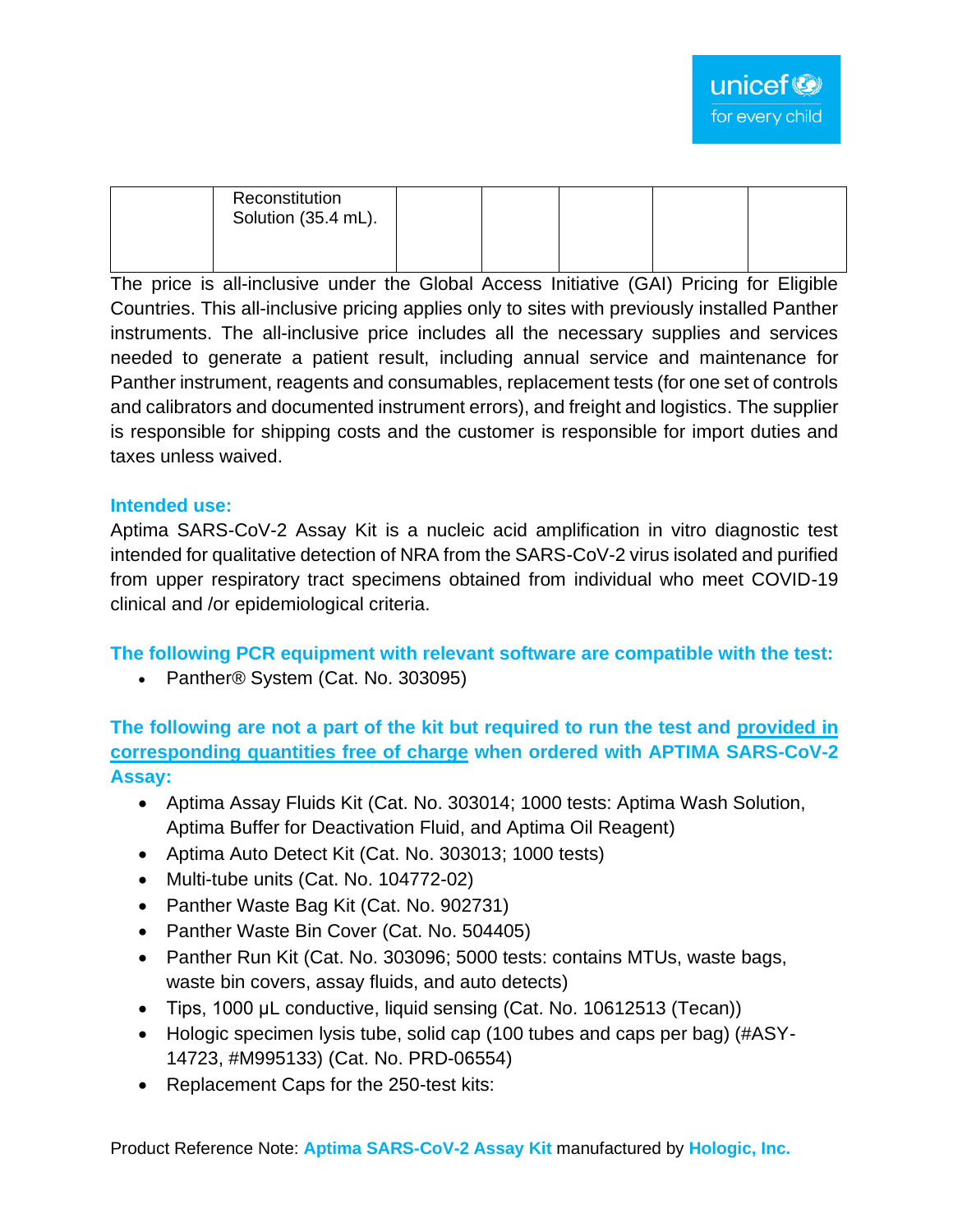|  | Reconstitution Solution (35.4 mL). |  |  |  |  |  |
|---|---|---|---|---|---|---|

The price is all-inclusive under the Global Access Initiative (GAI) Pricing for Eligible Countries. This all-inclusive pricing applies only to sites with previously installed Panther instruments. The all-inclusive price includes all the necessary supplies and services needed to generate a patient result, including annual service and maintenance for Panther instrument, reagents and consumables, replacement tests (for one set of controls and calibrators and documented instrument errors), and freight and logistics. The supplier is responsible for shipping costs and the customer is responsible for import duties and taxes unless waived.

**Intended use:**

Aptima SARS-CoV-2 Assay Kit is a nucleic acid amplification in vitro diagnostic test intended for qualitative detection of NRA from the SARS-CoV-2 virus isolated and purified from upper respiratory tract specimens obtained from individual who meet COVID-19 clinical and /or epidemiological criteria.

**The following PCR equipment with relevant software are compatible with the test:**

- Panther® System (Cat. No. 303095)

**The following are not a part of the kit but required to run the test and provided in corresponding quantities free of charge when ordered with APTIMA SARS-CoV-2 Assay:**

- Aptima Assay Fluids Kit (Cat. No. 303014; 1000 tests: Aptima Wash Solution, Aptima Buffer for Deactivation Fluid, and Aptima Oil Reagent)
- Aptima Auto Detect Kit (Cat. No. 303013; 1000 tests)
- Multi-tube units (Cat. No. 104772-02)
- Panther Waste Bag Kit (Cat. No. 902731)
- Panther Waste Bin Cover (Cat. No. 504405)
- Panther Run Kit (Cat. No. 303096; 5000 tests: contains MTUs, waste bags, waste bin covers, assay fluids, and auto detects)
- Tips, 1000 µL conductive, liquid sensing (Cat. No. 10612513 (Tecan))
- Hologic specimen lysis tube, solid cap (100 tubes and caps per bag) (#ASY-14723, #M995133) (Cat. No. PRD-06554)
- Replacement Caps for the 250-test kits:

Product Reference Note: **Aptima SARS-CoV-2 Assay Kit** manufactured by **Hologic, Inc.**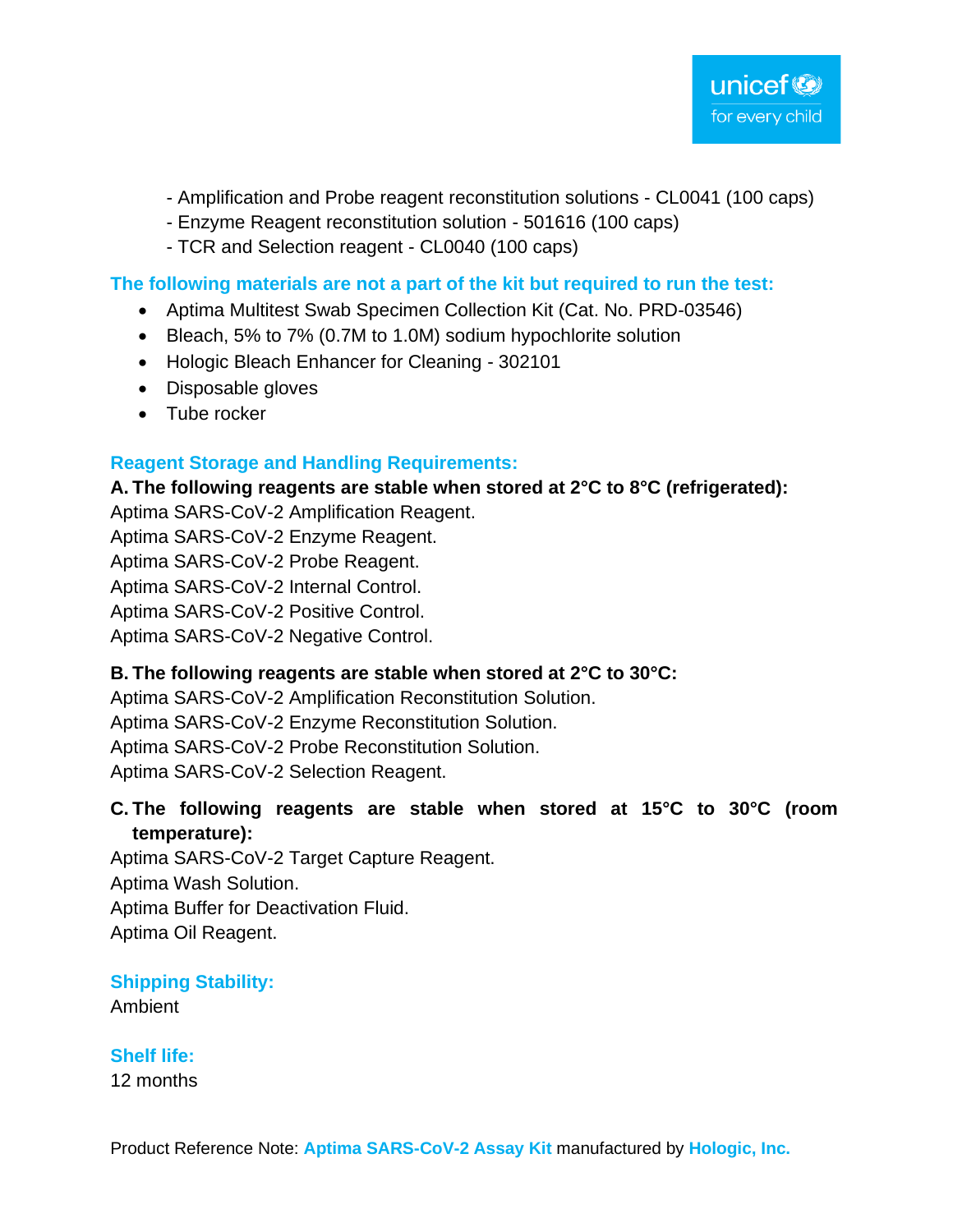- Amplification and Probe reagent reconstitution solutions - CL0041 (100 caps)
- Enzyme Reagent reconstitution solution - 501616 (100 caps)
- TCR and Selection reagent - CL0040 (100 caps)

## The following materials are not a part of the kit but required to run the test:

- Aptima Multitest Swab Specimen Collection Kit (Cat. No. PRD-03546)
- Bleach, 5% to 7% (0.7M to 1.0M) sodium hypochlorite solution
- Hologic Bleach Enhancer for Cleaning - 302101
- Disposable gloves
- Tube rocker

## Reagent Storage and Handling Requirements:

**A. The following reagents are stable when stored at 2°C to 8°C (refrigerated):**

Aptima SARS-CoV-2 Amplification Reagent.
Aptima SARS-CoV-2 Enzyme Reagent.
Aptima SARS-CoV-2 Probe Reagent.
Aptima SARS-CoV-2 Internal Control.
Aptima SARS-CoV-2 Positive Control.
Aptima SARS-CoV-2 Negative Control.

**B. The following reagents are stable when stored at 2°C to 30°C:**

Aptima SARS-CoV-2 Amplification Reconstitution Solution.
Aptima SARS-CoV-2 Enzyme Reconstitution Solution.
Aptima SARS-CoV-2 Probe Reconstitution Solution.
Aptima SARS-CoV-2 Selection Reagent.

**C. The following reagents are stable when stored at 15°C to 30°C (room temperature):**

Aptima SARS-CoV-2 Target Capture Reagent.
Aptima Wash Solution.
Aptima Buffer for Deactivation Fluid.
Aptima Oil Reagent.

## Shipping Stability:

Ambient

## Shelf life:

12 months

Product Reference Note: **Aptima SARS-CoV-2 Assay Kit** manufactured by **Hologic, Inc.**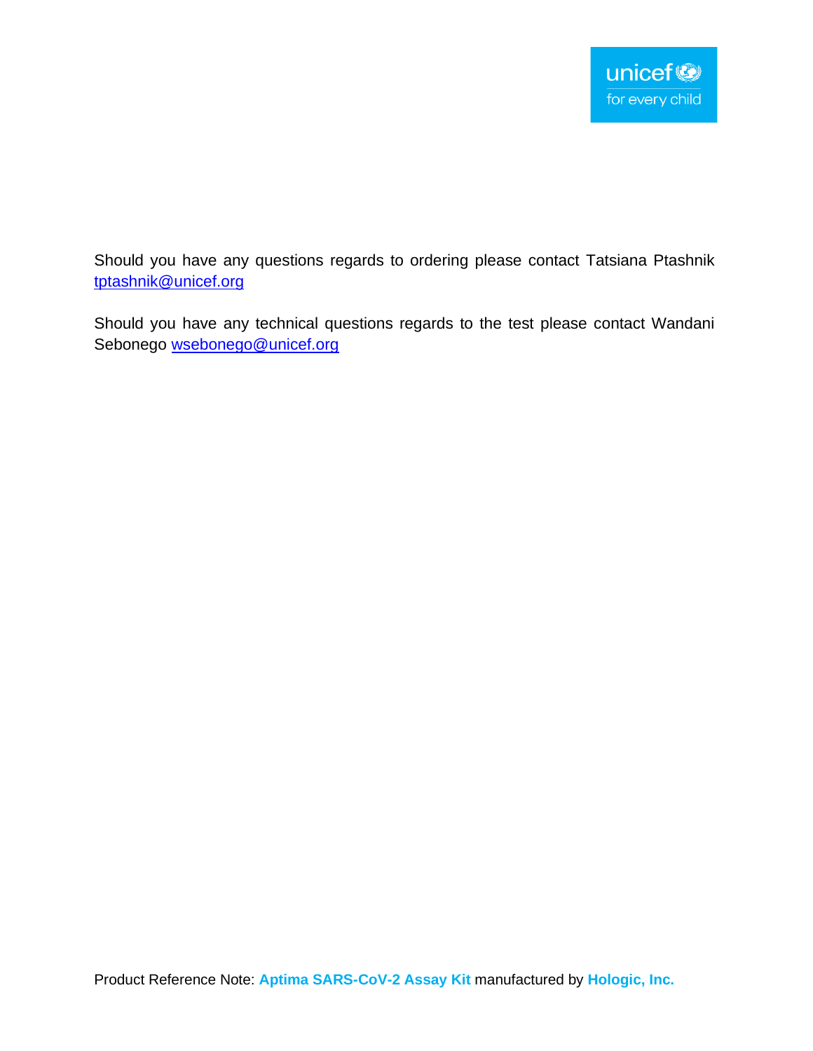Should you have any questions regards to ordering please contact Tatsiana Ptashnik [tptashnik@unicef.org](mailto:tptashnik@unicef.org)

Should you have any technical questions regards to the test please contact Wandani Sebonego [wsebonego@unicef.org](mailto:wsebonego@unicef.org)

Product Reference Note: **Aptima SARS-CoV-2 Assay Kit** manufactured by **Hologic, Inc.**